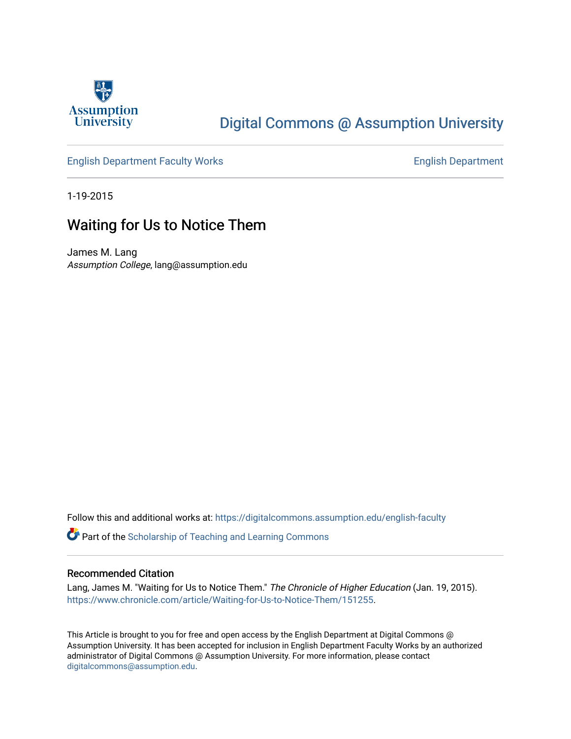Assumption University

# Digital Commons @ Assumption University

English Department Faculty Works | English Department

1-19-2015

## Waiting for Us to Notice Them

James M. Lang
*Assumption College*, lang@assumption.edu

Follow this and additional works at: https://digitalcommons.assumption.edu/english-faculty

Part of the Scholarship of Teaching and Learning Commons

### Recommended Citation

Lang, James M. "Waiting for Us to Notice Them." *The Chronicle of Higher Education* (Jan. 19, 2015). https://www.chronicle.com/article/Waiting-for-Us-to-Notice-Them/151255.

This Article is brought to you for free and open access by the English Department at Digital Commons @ Assumption University. It has been accepted for inclusion in English Department Faculty Works by an authorized administrator of Digital Commons @ Assumption University. For more information, please contact digitalcommons@assumption.edu.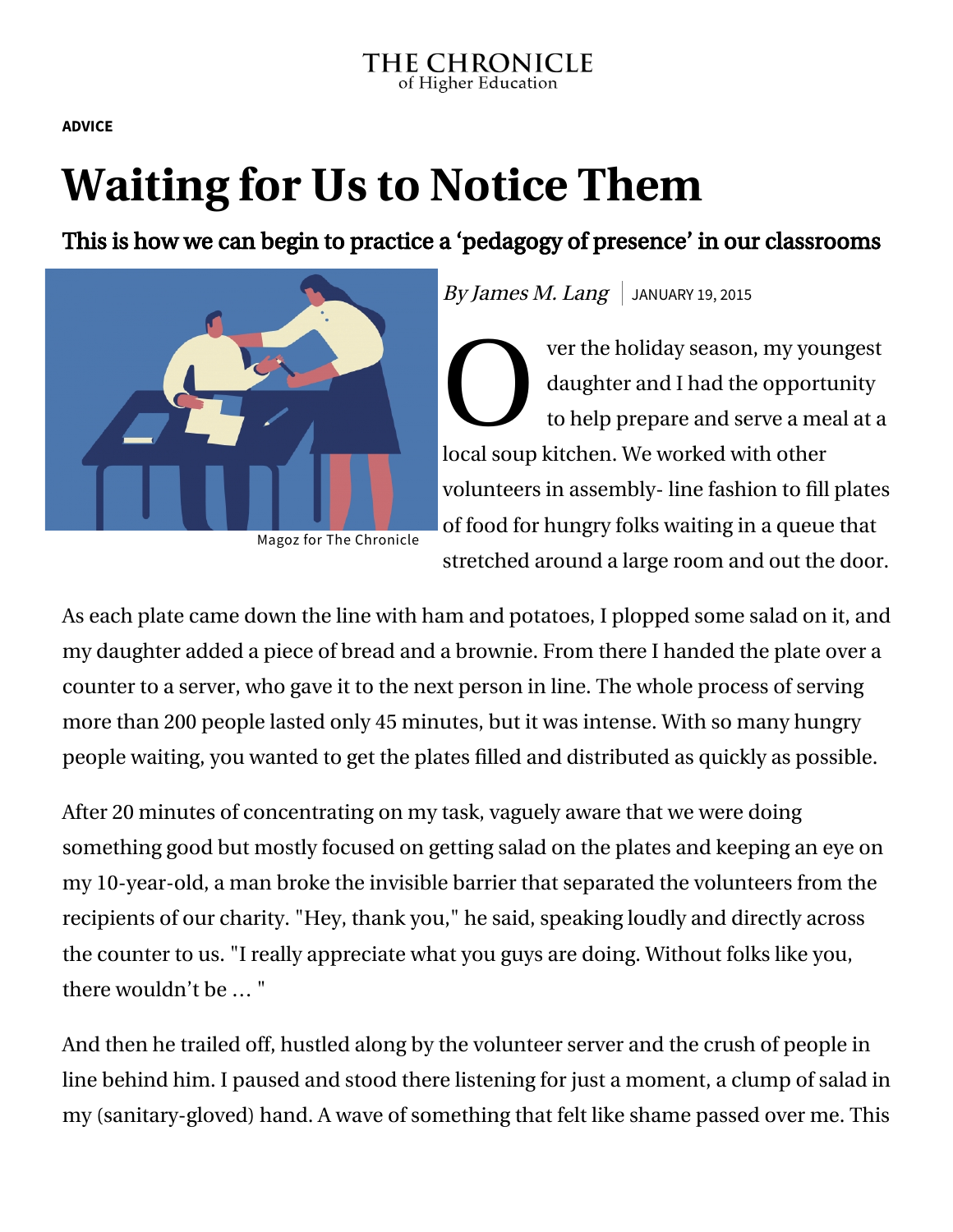THE CHRONICLE of Higher Education

ADVICE

# Waiting for Us to Notice Them

## This is how we can begin to practice a ‘pedagogy of presence’ in our classrooms

Magoz for The Chronicle

*By James M. Lang* | JANUARY 19, 2015

Over the holiday season, my youngest daughter and I had the opportunity to help prepare and serve a meal at a local soup kitchen. We worked with other volunteers in assembly- line fashion to fill plates of food for hungry folks waiting in a queue that stretched around a large room and out the door.

As each plate came down the line with ham and potatoes, I plopped some salad on it, and my daughter added a piece of bread and a brownie. From there I handed the plate over a counter to a server, who gave it to the next person in line. The whole process of serving more than 200 people lasted only 45 minutes, but it was intense. With so many hungry people waiting, you wanted to get the plates filled and distributed as quickly as possible.

After 20 minutes of concentrating on my task, vaguely aware that we were doing something good but mostly focused on getting salad on the plates and keeping an eye on my 10-year-old, a man broke the invisible barrier that separated the volunteers from the recipients of our charity. "Hey, thank you," he said, speaking loudly and directly across the counter to us. "I really appreciate what you guys are doing. Without folks like you, there wouldn’t be … "

And then he trailed off, hustled along by the volunteer server and the crush of people in line behind him. I paused and stood there listening for just a moment, a clump of salad in my (sanitary-gloved) hand. A wave of something that felt like shame passed over me. This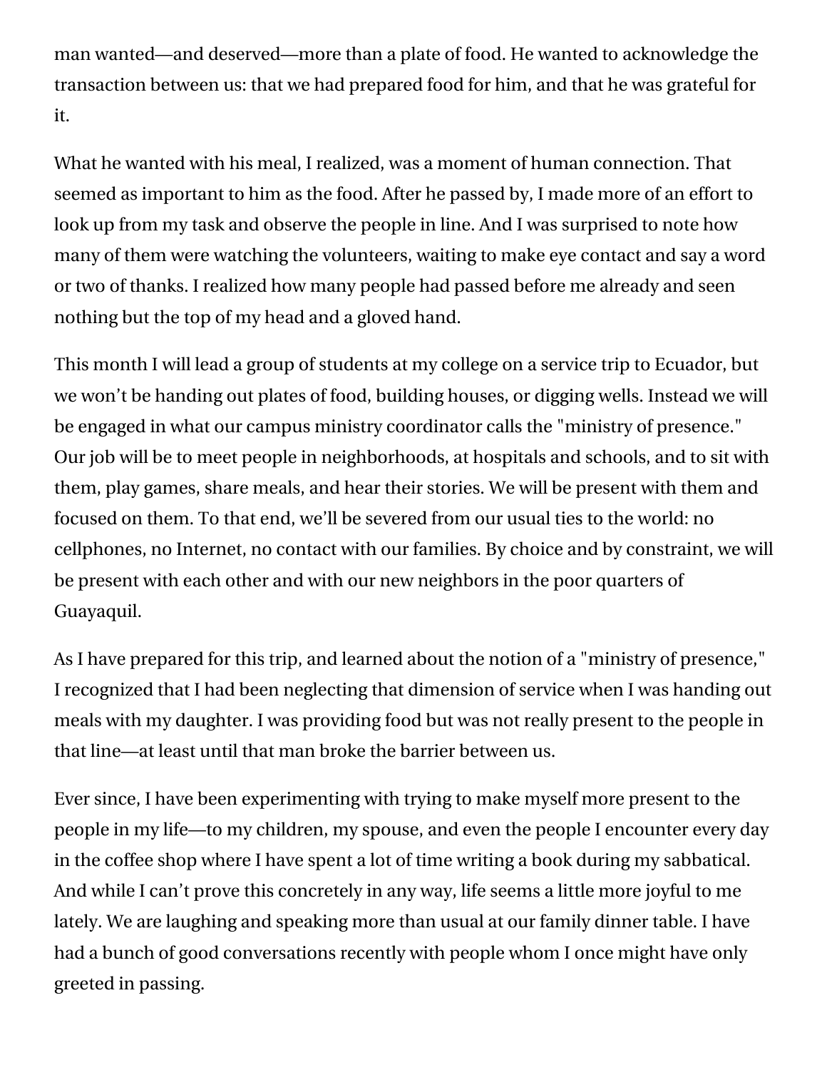man wanted—and deserved—more than a plate of food. He wanted to acknowledge the transaction between us: that we had prepared food for him, and that he was grateful for it.

What he wanted with his meal, I realized, was a moment of human connection. That seemed as important to him as the food. After he passed by, I made more of an effort to look up from my task and observe the people in line. And I was surprised to note how many of them were watching the volunteers, waiting to make eye contact and say a word or two of thanks. I realized how many people had passed before me already and seen nothing but the top of my head and a gloved hand.

This month I will lead a group of students at my college on a service trip to Ecuador, but we won't be handing out plates of food, building houses, or digging wells. Instead we will be engaged in what our campus ministry coordinator calls the "ministry of presence." Our job will be to meet people in neighborhoods, at hospitals and schools, and to sit with them, play games, share meals, and hear their stories. We will be present with them and focused on them. To that end, we'll be severed from our usual ties to the world: no cellphones, no Internet, no contact with our families. By choice and by constraint, we will be present with each other and with our new neighbors in the poor quarters of Guayaquil.

As I have prepared for this trip, and learned about the notion of a "ministry of presence," I recognized that I had been neglecting that dimension of service when I was handing out meals with my daughter. I was providing food but was not really present to the people in that line—at least until that man broke the barrier between us.

Ever since, I have been experimenting with trying to make myself more present to the people in my life—to my children, my spouse, and even the people I encounter every day in the coffee shop where I have spent a lot of time writing a book during my sabbatical. And while I can't prove this concretely in any way, life seems a little more joyful to me lately. We are laughing and speaking more than usual at our family dinner table. I have had a bunch of good conversations recently with people whom I once might have only greeted in passing.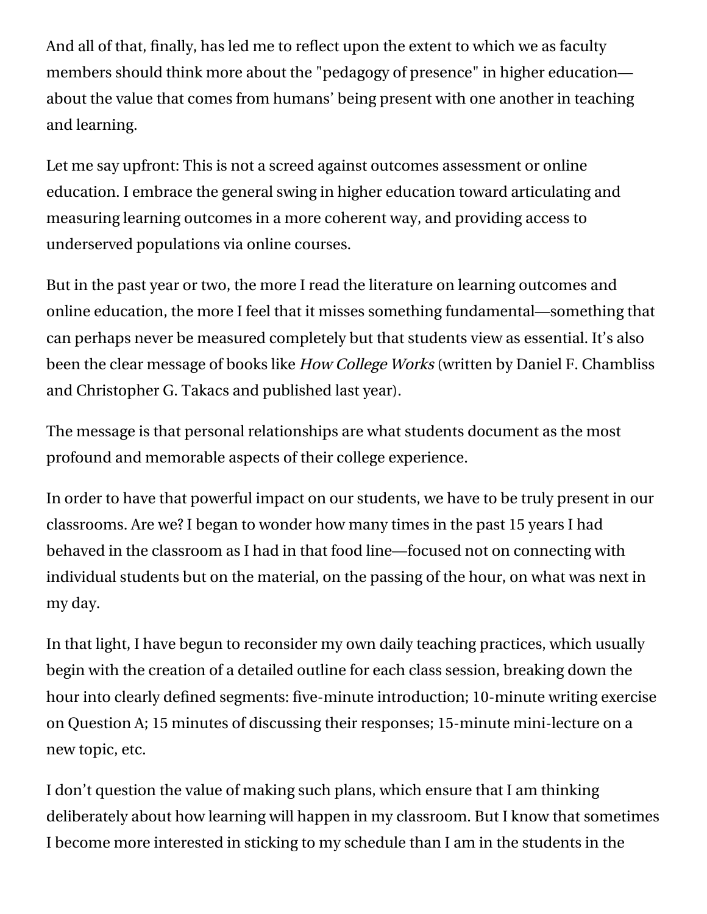And all of that, finally, has led me to reflect upon the extent to which we as faculty members should think more about the "pedagogy of presence" in higher education—about the value that comes from humans' being present with one another in teaching and learning.

Let me say upfront: This is not a screed against outcomes assessment or online education. I embrace the general swing in higher education toward articulating and measuring learning outcomes in a more coherent way, and providing access to underserved populations via online courses.

But in the past year or two, the more I read the literature on learning outcomes and online education, the more I feel that it misses something fundamental—something that can perhaps never be measured completely but that students view as essential. It's also been the clear message of books like *How College Works* (written by Daniel F. Chambliss and Christopher G. Takacs and published last year).

The message is that personal relationships are what students document as the most profound and memorable aspects of their college experience.

In order to have that powerful impact on our students, we have to be truly present in our classrooms. Are we? I began to wonder how many times in the past 15 years I had behaved in the classroom as I had in that food line—focused not on connecting with individual students but on the material, on the passing of the hour, on what was next in my day.

In that light, I have begun to reconsider my own daily teaching practices, which usually begin with the creation of a detailed outline for each class session, breaking down the hour into clearly defined segments: five-minute introduction; 10-minute writing exercise on Question A; 15 minutes of discussing their responses; 15-minute mini-lecture on a new topic, etc.

I don't question the value of making such plans, which ensure that I am thinking deliberately about how learning will happen in my classroom. But I know that sometimes I become more interested in sticking to my schedule than I am in the students in the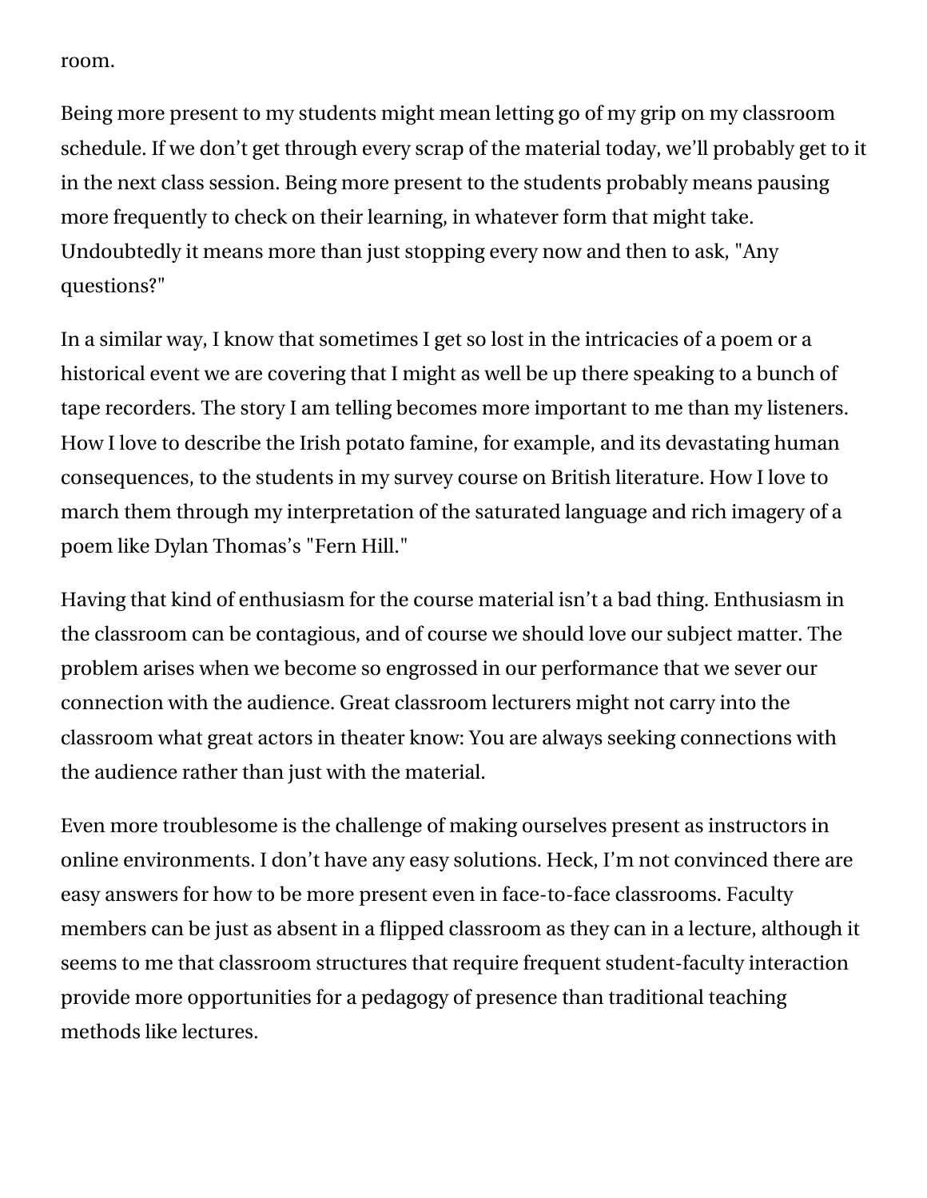room.

Being more present to my students might mean letting go of my grip on my classroom schedule. If we don't get through every scrap of the material today, we'll probably get to it in the next class session. Being more present to the students probably means pausing more frequently to check on their learning, in whatever form that might take. Undoubtedly it means more than just stopping every now and then to ask, "Any questions?"

In a similar way, I know that sometimes I get so lost in the intricacies of a poem or a historical event we are covering that I might as well be up there speaking to a bunch of tape recorders. The story I am telling becomes more important to me than my listeners. How I love to describe the Irish potato famine, for example, and its devastating human consequences, to the students in my survey course on British literature. How I love to march them through my interpretation of the saturated language and rich imagery of a poem like Dylan Thomas's "Fern Hill."

Having that kind of enthusiasm for the course material isn't a bad thing. Enthusiasm in the classroom can be contagious, and of course we should love our subject matter. The problem arises when we become so engrossed in our performance that we sever our connection with the audience. Great classroom lecturers might not carry into the classroom what great actors in theater know: You are always seeking connections with the audience rather than just with the material.

Even more troublesome is the challenge of making ourselves present as instructors in online environments. I don't have any easy solutions. Heck, I'm not convinced there are easy answers for how to be more present even in face-to-face classrooms. Faculty members can be just as absent in a flipped classroom as they can in a lecture, although it seems to me that classroom structures that require frequent student-faculty interaction provide more opportunities for a pedagogy of presence than traditional teaching methods like lectures.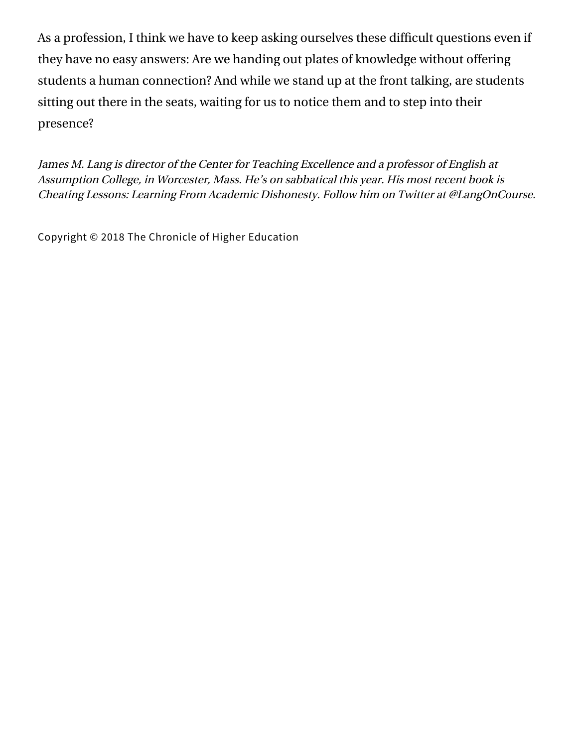As a profession, I think we have to keep asking ourselves these difficult questions even if they have no easy answers: Are we handing out plates of knowledge without offering students a human connection? And while we stand up at the front talking, are students sitting out there in the seats, waiting for us to notice them and to step into their presence?

*James M. Lang is director of the Center for Teaching Excellence and a professor of English at Assumption College, in Worcester, Mass. He's on sabbatical this year. His most recent book is Cheating Lessons: Learning From Academic Dishonesty. Follow him on Twitter at @LangOnCourse.*

Copyright © 2018 The Chronicle of Higher Education